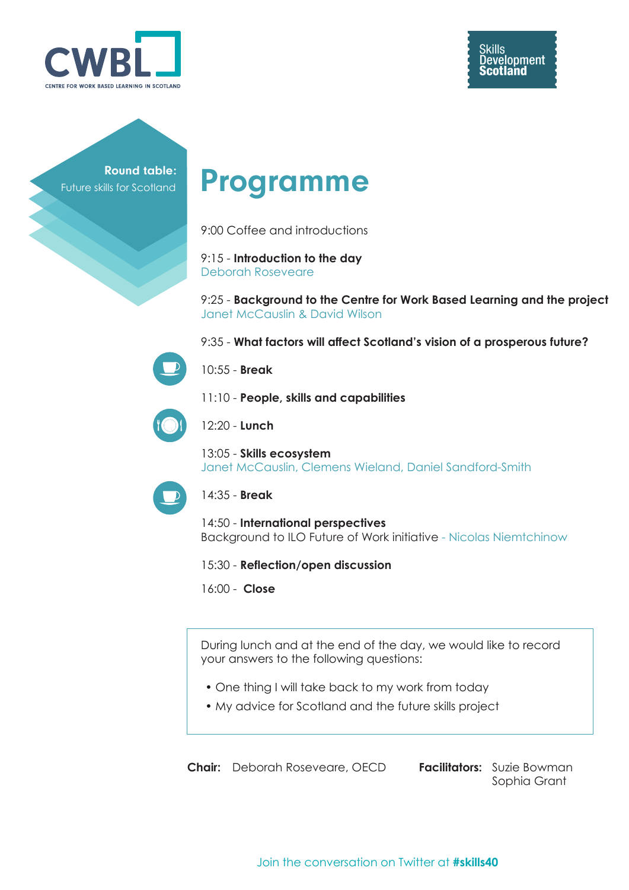CWBL
CENTRE FOR WORK BASED LEARNING IN SCOTLAND

Skills Development Scotland

**Round table:**
Future skills for Scotland

# Programme

9:00 Coffee and introductions

9:15 - **Introduction to the day**
Deborah Roseveare

9:25 - **Background to the Centre for Work Based Learning and the project**
Janet McCauslin & David Wilson

9:35 - **What factors will affect Scotland's vision of a prosperous future?**

10:55 - **Break**

11:10 - **People, skills and capabilities**

12:20 - **Lunch**

13:05 - **Skills ecosystem**
Janet McCauslin, Clemens Wieland, Daniel Sandford-Smith

14:35 - **Break**

14:50 - **International perspectives**
Background to ILO Future of Work initiative - Nicolas Niemtchinow

15:30 - **Reflection/open discussion**

16:00 - **Close**

During lunch and at the end of the day, we would like to record your answers to the following questions:

- One thing I will take back to my work from today
- My advice for Scotland and the future skills project

**Chair:** Deborah Roseveare, OECD

**Facilitators:** Suzie Bowman, Sophia Grant

Join the conversation on Twitter at **#skills40**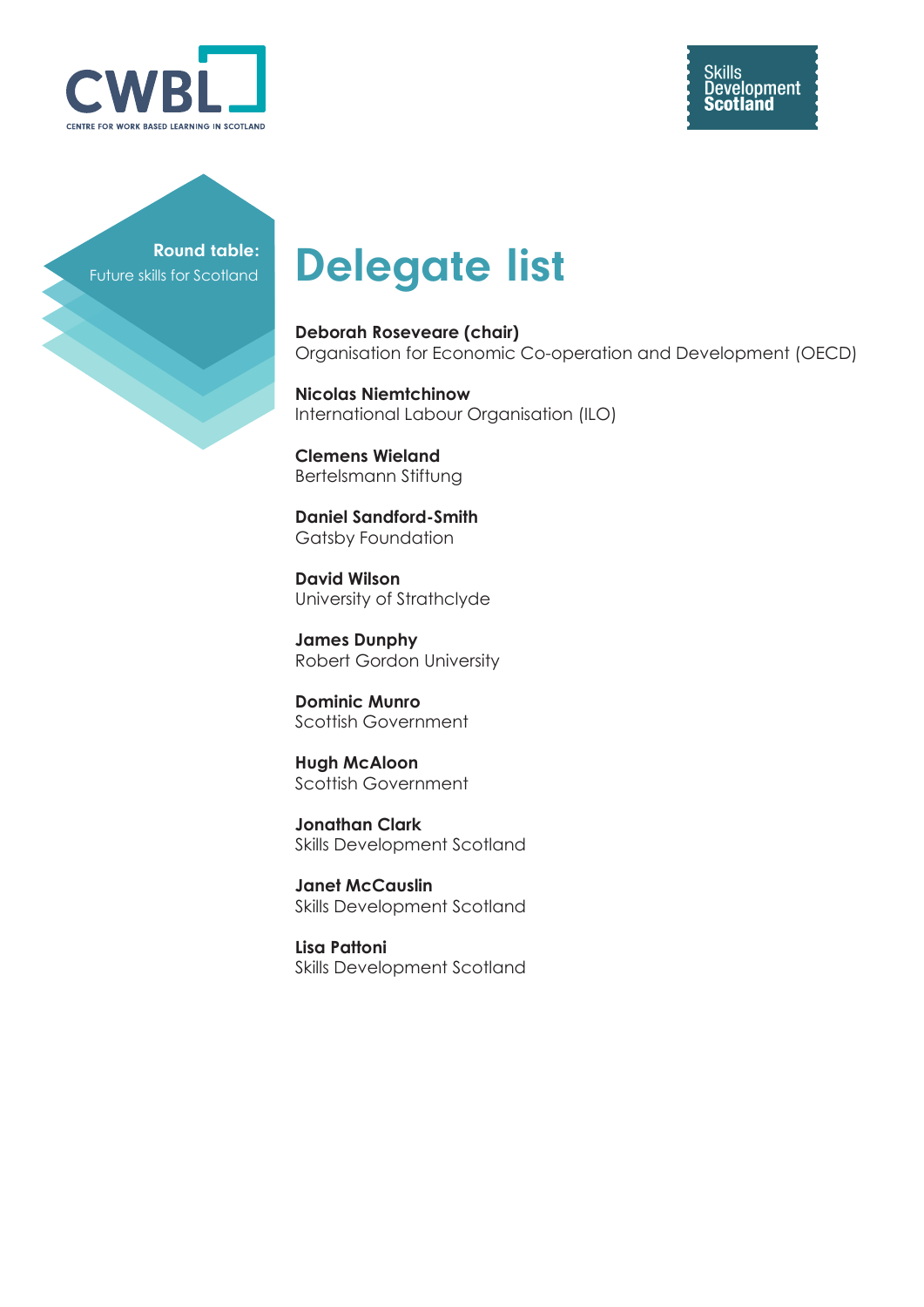CWBL
CENTRE FOR WORK BASED LEARNING IN SCOTLAND

Skills Development Scotland

**Round table:**
Future skills for Scotland

# Delegate list

**Deborah Roseveare (chair)**
Organisation for Economic Co-operation and Development (OECD)

**Nicolas Niemtchinow**
International Labour Organisation (ILO)

**Clemens Wieland**
Bertelsmann Stiftung

**Daniel Sandford-Smith**
Gatsby Foundation

**David Wilson**
University of Strathclyde

**James Dunphy**
Robert Gordon University

**Dominic Munro**
Scottish Government

**Hugh McAloon**
Scottish Government

**Jonathan Clark**
Skills Development Scotland

**Janet McCauslin**
Skills Development Scotland

**Lisa Pattoni**
Skills Development Scotland